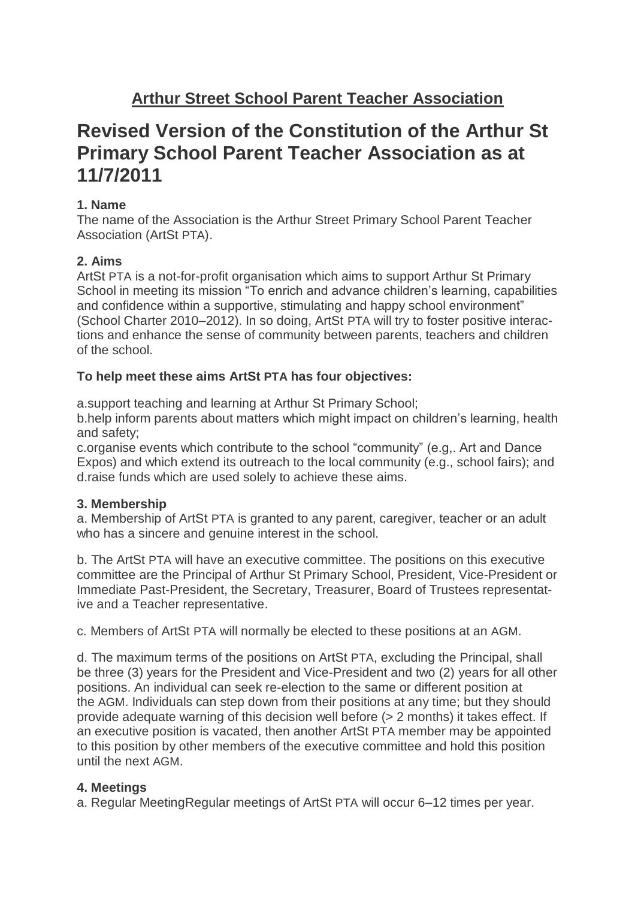## Arthur Street School Parent Teacher Association

# Revised Version of the Constitution of the Arthur St Primary School Parent Teacher Association as at 11/7/2011

**1. Name**

The name of the Association is the Arthur Street Primary School Parent Teacher Association (ArtSt PTA).

**2. Aims**

ArtSt PTA is a not-for-profit organisation which aims to support Arthur St Primary School in meeting its mission "To enrich and advance children's learning, capabilities and confidence within a supportive, stimulating and happy school environment" (School Charter 2010–2012). In so doing, ArtSt PTA will try to foster positive interactions and enhance the sense of community between parents, teachers and children of the school.

**To help meet these aims ArtSt PTA has four objectives:**

a.support teaching and learning at Arthur St Primary School;
b.help inform parents about matters which might impact on children's learning, health and safety;
c.organise events which contribute to the school "community" (e.g,. Art and Dance Expos) and which extend its outreach to the local community (e.g., school fairs); and
d.raise funds which are used solely to achieve these aims.

**3. Membership**

a. Membership of ArtSt PTA is granted to any parent, caregiver, teacher or an adult who has a sincere and genuine interest in the school.

b. The ArtSt PTA will have an executive committee. The positions on this executive committee are the Principal of Arthur St Primary School, President, Vice-President or Immediate Past-President, the Secretary, Treasurer, Board of Trustees representative and a Teacher representative.

c. Members of ArtSt PTA will normally be elected to these positions at an AGM.

d. The maximum terms of the positions on ArtSt PTA, excluding the Principal, shall be three (3) years for the President and Vice-President and two (2) years for all other positions. An individual can seek re-election to the same or different position at the AGM. Individuals can step down from their positions at any time; but they should provide adequate warning of this decision well before (> 2 months) it takes effect. If an executive position is vacated, then another ArtSt PTA member may be appointed to this position by other members of the executive committee and hold this position until the next AGM.

**4. Meetings**

a. Regular MeetingRegular meetings of ArtSt PTA will occur 6–12 times per year.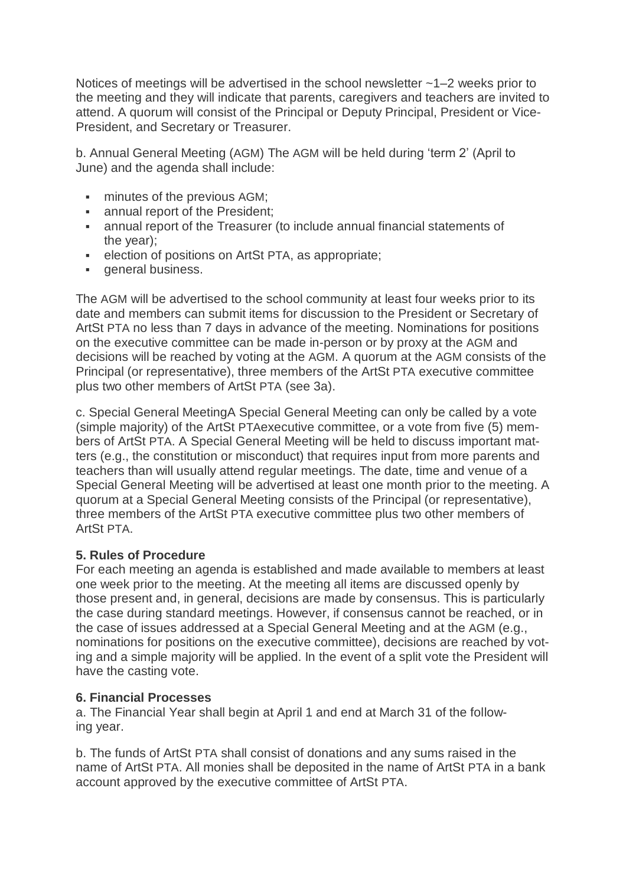Notices of meetings will be advertised in the school newsletter ~1–2 weeks prior to the meeting and they will indicate that parents, caregivers and teachers are invited to attend. A quorum will consist of the Principal or Deputy Principal, President or Vice-President, and Secretary or Treasurer.

b. Annual General Meeting (AGM) The AGM will be held during 'term 2' (April to June) and the agenda shall include:

- minutes of the previous AGM;
- annual report of the President;
- annual report of the Treasurer (to include annual financial statements of the year);
- election of positions on ArtSt PTA, as appropriate;
- general business.

The AGM will be advertised to the school community at least four weeks prior to its date and members can submit items for discussion to the President or Secretary of ArtSt PTA no less than 7 days in advance of the meeting. Nominations for positions on the executive committee can be made in-person or by proxy at the AGM and decisions will be reached by voting at the AGM. A quorum at the AGM consists of the Principal (or representative), three members of the ArtSt PTA executive committee plus two other members of ArtSt PTA (see 3a).

c. Special General MeetingA Special General Meeting can only be called by a vote (simple majority) of the ArtSt PTAexecutive committee, or a vote from five (5) members of ArtSt PTA. A Special General Meeting will be held to discuss important matters (e.g., the constitution or misconduct) that requires input from more parents and teachers than will usually attend regular meetings. The date, time and venue of a Special General Meeting will be advertised at least one month prior to the meeting. A quorum at a Special General Meeting consists of the Principal (or representative), three members of the ArtSt PTA executive committee plus two other members of ArtSt PTA.

**5. Rules of Procedure**

For each meeting an agenda is established and made available to members at least one week prior to the meeting. At the meeting all items are discussed openly by those present and, in general, decisions are made by consensus. This is particularly the case during standard meetings. However, if consensus cannot be reached, or in the case of issues addressed at a Special General Meeting and at the AGM (e.g., nominations for positions on the executive committee), decisions are reached by voting and a simple majority will be applied. In the event of a split vote the President will have the casting vote.

**6. Financial Processes**

a. The Financial Year shall begin at April 1 and end at March 31 of the following year.

b. The funds of ArtSt PTA shall consist of donations and any sums raised in the name of ArtSt PTA. All monies shall be deposited in the name of ArtSt PTA in a bank account approved by the executive committee of ArtSt PTA.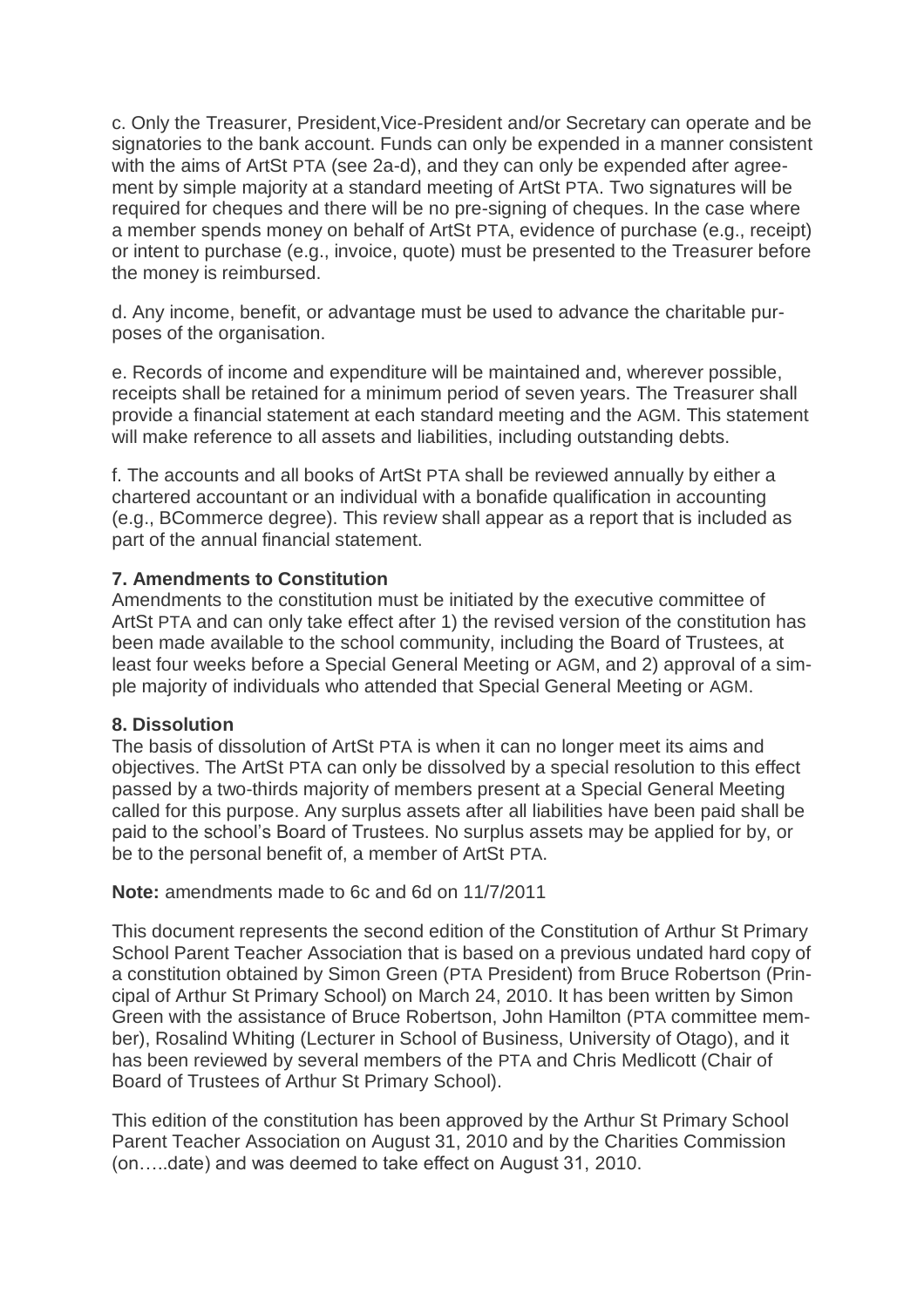c. Only the Treasurer, President,Vice-President and/or Secretary can operate and be signatories to the bank account. Funds can only be expended in a manner consistent with the aims of ArtSt PTA (see 2a-d), and they can only be expended after agreement by simple majority at a standard meeting of ArtSt PTA. Two signatures will be required for cheques and there will be no pre-signing of cheques. In the case where a member spends money on behalf of ArtSt PTA, evidence of purchase (e.g., receipt) or intent to purchase (e.g., invoice, quote) must be presented to the Treasurer before the money is reimbursed.

d. Any income, benefit, or advantage must be used to advance the charitable purposes of the organisation.

e. Records of income and expenditure will be maintained and, wherever possible, receipts shall be retained for a minimum period of seven years. The Treasurer shall provide a financial statement at each standard meeting and the AGM. This statement will make reference to all assets and liabilities, including outstanding debts.

f. The accounts and all books of ArtSt PTA shall be reviewed annually by either a chartered accountant or an individual with a bonafide qualification in accounting (e.g., BCommerce degree). This review shall appear as a report that is included as part of the annual financial statement.

**7. Amendments to Constitution**

Amendments to the constitution must be initiated by the executive committee of ArtSt PTA and can only take effect after 1) the revised version of the constitution has been made available to the school community, including the Board of Trustees, at least four weeks before a Special General Meeting or AGM, and 2) approval of a simple majority of individuals who attended that Special General Meeting or AGM.

**8. Dissolution**

The basis of dissolution of ArtSt PTA is when it can no longer meet its aims and objectives. The ArtSt PTA can only be dissolved by a special resolution to this effect passed by a two-thirds majority of members present at a Special General Meeting called for this purpose. Any surplus assets after all liabilities have been paid shall be paid to the school's Board of Trustees. No surplus assets may be applied for by, or be to the personal benefit of, a member of ArtSt PTA.

**Note:** amendments made to 6c and 6d on 11/7/2011

This document represents the second edition of the Constitution of Arthur St Primary School Parent Teacher Association that is based on a previous undated hard copy of a constitution obtained by Simon Green (PTA President) from Bruce Robertson (Principal of Arthur St Primary School) on March 24, 2010. It has been written by Simon Green with the assistance of Bruce Robertson, John Hamilton (PTA committee member), Rosalind Whiting (Lecturer in School of Business, University of Otago), and it has been reviewed by several members of the PTA and Chris Medlicott (Chair of Board of Trustees of Arthur St Primary School).

This edition of the constitution has been approved by the Arthur St Primary School Parent Teacher Association on August 31, 2010 and by the Charities Commission (on…..date) and was deemed to take effect on August 31, 2010.